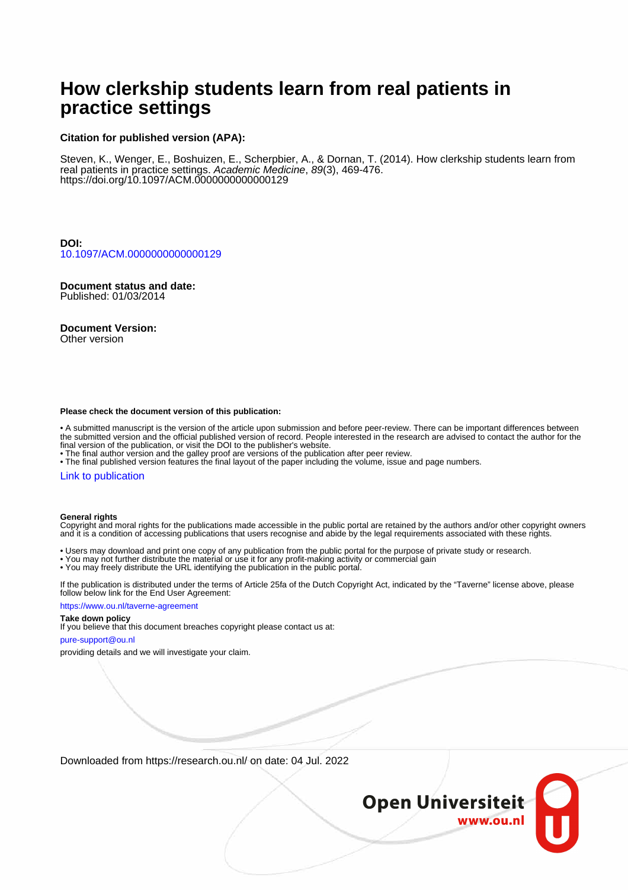# How clerkship students learn from real patients in practice settings

**Citation for published version (APA):**

Steven, K., Wenger, E., Boshuizen, E., Scherpbier, A., & Dornan, T. (2014). How clerkship students learn from real patients in practice settings. *Academic Medicine*, *89*(3), 469-476. https://doi.org/10.1097/ACM.0000000000000129

**DOI:**
10.1097/ACM.0000000000000129

**Document status and date:**
Published: 01/03/2014

**Document Version:**
Other version

**Please check the document version of this publication:**

• A submitted manuscript is the version of the article upon submission and before peer-review. There can be important differences between the submitted version and the official published version of record. People interested in the research are advised to contact the author for the final version of the publication, or visit the DOI to the publisher's website.
• The final author version and the galley proof are versions of the publication after peer review.
• The final published version features the final layout of the paper including the volume, issue and page numbers.

Link to publication

**General rights**
Copyright and moral rights for the publications made accessible in the public portal are retained by the authors and/or other copyright owners and it is a condition of accessing publications that users recognise and abide by the legal requirements associated with these rights.

• Users may download and print one copy of any publication from the public portal for the purpose of private study or research.
• You may not further distribute the material or use it for any profit-making activity or commercial gain
• You may freely distribute the URL identifying the publication in the public portal.

If the publication is distributed under the terms of Article 25fa of the Dutch Copyright Act, indicated by the "Taverne" license above, please follow below link for the End User Agreement:

https://www.ou.nl/taverne-agreement

**Take down policy**
If you believe that this document breaches copyright please contact us at:

pure-support@ou.nl

providing details and we will investigate your claim.

Downloaded from https://research.ou.nl/ on date: 04 Jul. 2022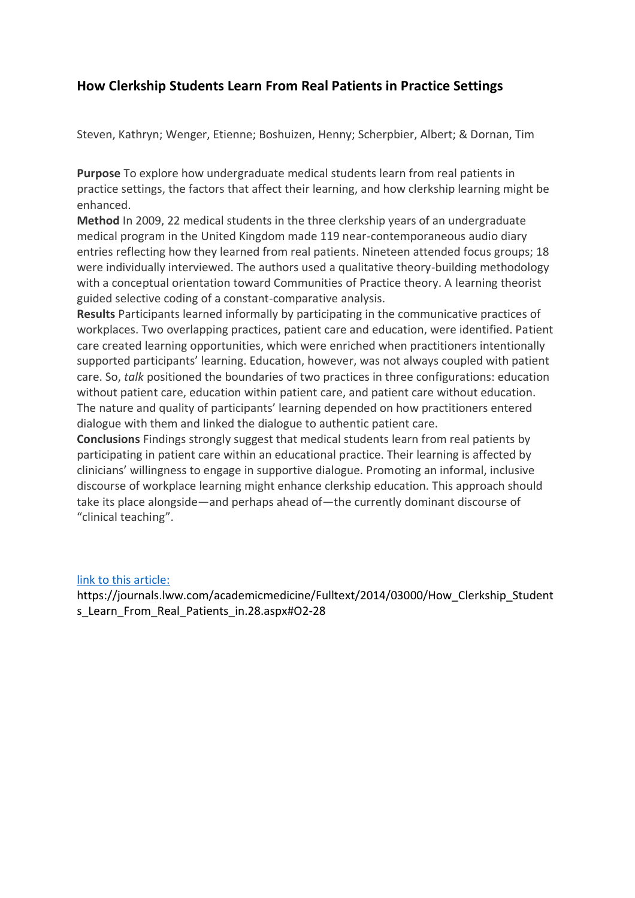## How Clerkship Students Learn From Real Patients in Practice Settings

Steven, Kathryn; Wenger, Etienne; Boshuizen, Henny; Scherpbier, Albert; & Dornan, Tim

**Purpose** To explore how undergraduate medical students learn from real patients in practice settings, the factors that affect their learning, and how clerkship learning might be enhanced.

**Method** In 2009, 22 medical students in the three clerkship years of an undergraduate medical program in the United Kingdom made 119 near-contemporaneous audio diary entries reflecting how they learned from real patients. Nineteen attended focus groups; 18 were individually interviewed. The authors used a qualitative theory-building methodology with a conceptual orientation toward Communities of Practice theory. A learning theorist guided selective coding of a constant-comparative analysis.

**Results** Participants learned informally by participating in the communicative practices of workplaces. Two overlapping practices, patient care and education, were identified. Patient care created learning opportunities, which were enriched when practitioners intentionally supported participants' learning. Education, however, was not always coupled with patient care. So, *talk* positioned the boundaries of two practices in three configurations: education without patient care, education within patient care, and patient care without education. The nature and quality of participants' learning depended on how practitioners entered dialogue with them and linked the dialogue to authentic patient care.

**Conclusions** Findings strongly suggest that medical students learn from real patients by participating in patient care within an educational practice. Their learning is affected by clinicians' willingness to engage in supportive dialogue. Promoting an informal, inclusive discourse of workplace learning might enhance clerkship education. This approach should take its place alongside—and perhaps ahead of—the currently dominant discourse of "clinical teaching".

[link to this article:](https://journals.lww.com/academicmedicine/Fulltext/2014/03000/How_Clerkship_Students_Learn_From_Real_Patients_in.28.aspx#O2-28)
https://journals.lww.com/academicmedicine/Fulltext/2014/03000/How_Clerkship_Students_Learn_From_Real_Patients_in.28.aspx#O2-28